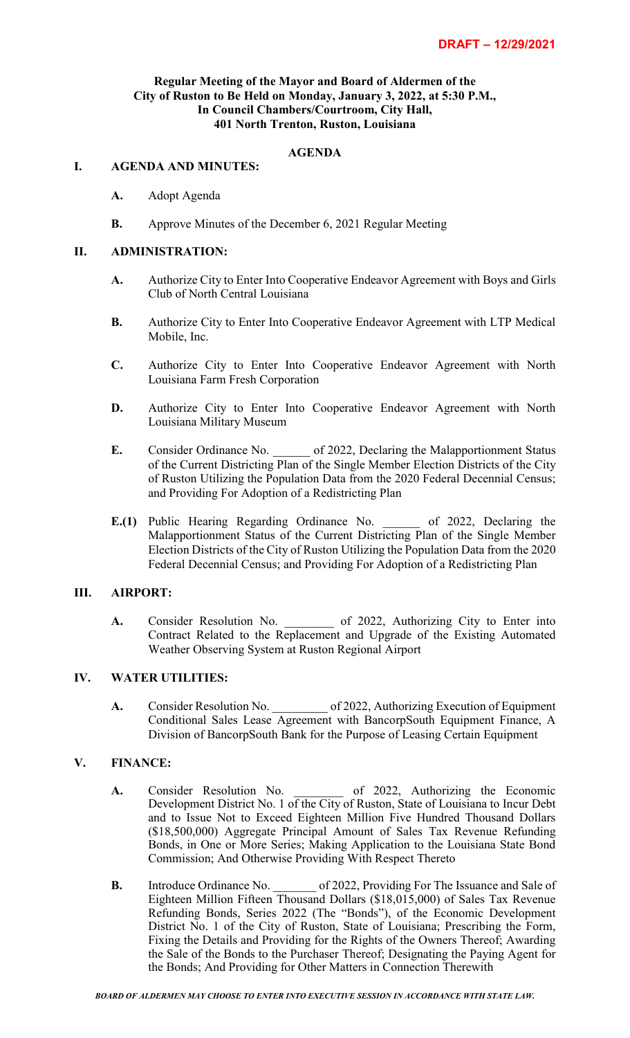**DRAFT – 12/29/2021**

**Regular Meeting of the Mayor and Board of Aldermen of the City of Ruston to Be Held on Monday, January 3, 2022, at 5:30 P.M., In Council Chambers/Courtroom, City Hall, 401 North Trenton, Ruston, Louisiana**

## AGENDA

### I. AGENDA AND MINUTES:

**A.** Adopt Agenda

**B.** Approve Minutes of the December 6, 2021 Regular Meeting

### II. ADMINISTRATION:

**A.** Authorize City to Enter Into Cooperative Endeavor Agreement with Boys and Girls Club of North Central Louisiana

**B.** Authorize City to Enter Into Cooperative Endeavor Agreement with LTP Medical Mobile, Inc.

**C.** Authorize City to Enter Into Cooperative Endeavor Agreement with North Louisiana Farm Fresh Corporation

**D.** Authorize City to Enter Into Cooperative Endeavor Agreement with North Louisiana Military Museum

**E.** Consider Ordinance No. ______ of 2022, Declaring the Malapportionment Status of the Current Districting Plan of the Single Member Election Districts of the City of Ruston Utilizing the Population Data from the 2020 Federal Decennial Census; and Providing For Adoption of a Redistricting Plan

**E.(1)** Public Hearing Regarding Ordinance No. ______ of 2022, Declaring the Malapportionment Status of the Current Districting Plan of the Single Member Election Districts of the City of Ruston Utilizing the Population Data from the 2020 Federal Decennial Census; and Providing For Adoption of a Redistricting Plan

### III. AIRPORT:

**A.** Consider Resolution No. ________ of 2022, Authorizing City to Enter into Contract Related to the Replacement and Upgrade of the Existing Automated Weather Observing System at Ruston Regional Airport

### IV. WATER UTILITIES:

**A.** Consider Resolution No. _________ of 2022, Authorizing Execution of Equipment Conditional Sales Lease Agreement with BancorpSouth Equipment Finance, A Division of BancorpSouth Bank for the Purpose of Leasing Certain Equipment

### V. FINANCE:

**A.** Consider Resolution No. ________ of 2022, Authorizing the Economic Development District No. 1 of the City of Ruston, State of Louisiana to Incur Debt and to Issue Not to Exceed Eighteen Million Five Hundred Thousand Dollars ($18,500,000) Aggregate Principal Amount of Sales Tax Revenue Refunding Bonds, in One or More Series; Making Application to the Louisiana State Bond Commission; And Otherwise Providing With Respect Thereto

**B.** Introduce Ordinance No. _______ of 2022, Providing For The Issuance and Sale of Eighteen Million Fifteen Thousand Dollars ($18,015,000) of Sales Tax Revenue Refunding Bonds, Series 2022 (The "Bonds"), of the Economic Development District No. 1 of the City of Ruston, State of Louisiana; Prescribing the Form, Fixing the Details and Providing for the Rights of the Owners Thereof; Awarding the Sale of the Bonds to the Purchaser Thereof; Designating the Paying Agent for the Bonds; And Providing for Other Matters in Connection Therewith

***BOARD OF ALDERMEN MAY CHOOSE TO ENTER INTO EXECUTIVE SESSION IN ACCORDANCE WITH STATE LAW.***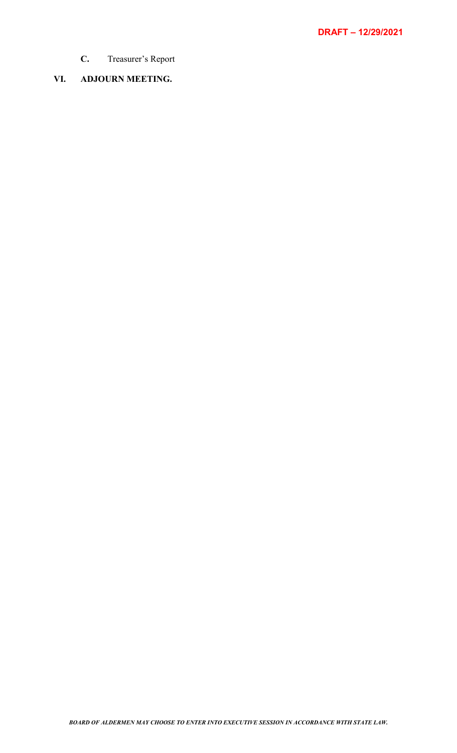**DRAFT – 12/29/2021**

**C.** Treasurer's Report

**VI. ADJOURN MEETING.**

***BOARD OF ALDERMEN MAY CHOOSE TO ENTER INTO EXECUTIVE SESSION IN ACCORDANCE WITH STATE LAW.***